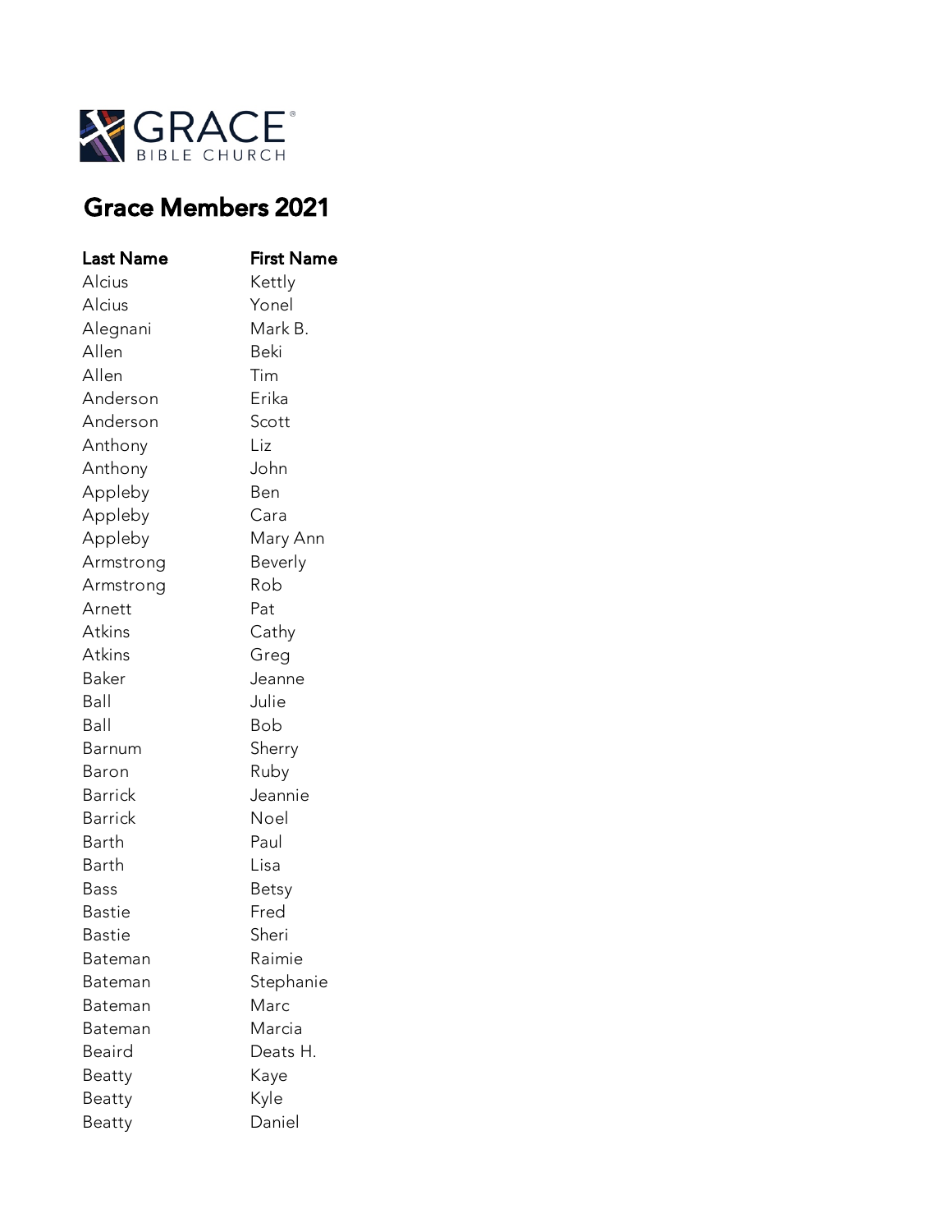GRACE BIBLE CHURCH

# Grace Members 2021

| Last Name | First Name |
|---|---|
| Alcius | Kettly |
| Alcius | Yonel |
| Alegnani | Mark B. |
| Allen | Beki |
| Allen | Tim |
| Anderson | Erika |
| Anderson | Scott |
| Anthony | Liz |
| Anthony | John |
| Appleby | Ben |
| Appleby | Cara |
| Appleby | Mary Ann |
| Armstrong | Beverly |
| Armstrong | Rob |
| Arnett | Pat |
| Atkins | Cathy |
| Atkins | Greg |
| Baker | Jeanne |
| Ball | Julie |
| Ball | Bob |
| Barnum | Sherry |
| Baron | Ruby |
| Barrick | Jeannie |
| Barrick | Noel |
| Barth | Paul |
| Barth | Lisa |
| Bass | Betsy |
| Bastie | Fred |
| Bastie | Sheri |
| Bateman | Raimie |
| Bateman | Stephanie |
| Bateman | Marc |
| Bateman | Marcia |
| Beaird | Deats H. |
| Beatty | Kaye |
| Beatty | Kyle |
| Beatty | Daniel |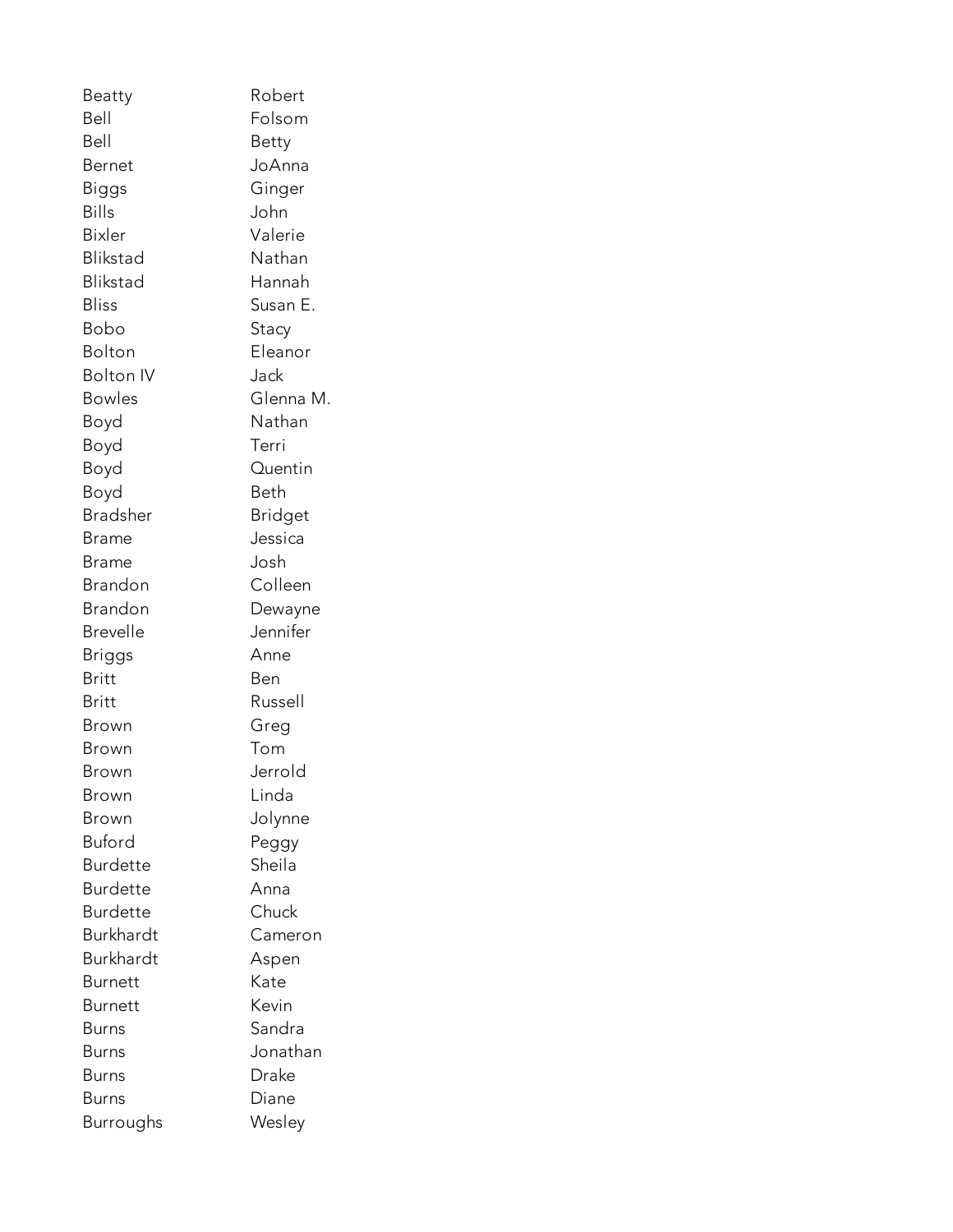| | |
|---|---|
| Beatty | Robert |
| Bell | Folsom |
| Bell | Betty |
| Bernet | JoAnna |
| Biggs | Ginger |
| Bills | John |
| Bixler | Valerie |
| Blikstad | Nathan |
| Blikstad | Hannah |
| Bliss | Susan E. |
| Bobo | Stacy |
| Bolton | Eleanor |
| Bolton IV | Jack |
| Bowles | Glenna M. |
| Boyd | Nathan |
| Boyd | Terri |
| Boyd | Quentin |
| Boyd | Beth |
| Bradsher | Bridget |
| Brame | Jessica |
| Brame | Josh |
| Brandon | Colleen |
| Brandon | Dewayne |
| Brevelle | Jennifer |
| Briggs | Anne |
| Britt | Ben |
| Britt | Russell |
| Brown | Greg |
| Brown | Tom |
| Brown | Jerrold |
| Brown | Linda |
| Brown | Jolynne |
| Buford | Peggy |
| Burdette | Sheila |
| Burdette | Anna |
| Burdette | Chuck |
| Burkhardt | Cameron |
| Burkhardt | Aspen |
| Burnett | Kate |
| Burnett | Kevin |
| Burns | Sandra |
| Burns | Jonathan |
| Burns | Drake |
| Burns | Diane |
| Burroughs | Wesley |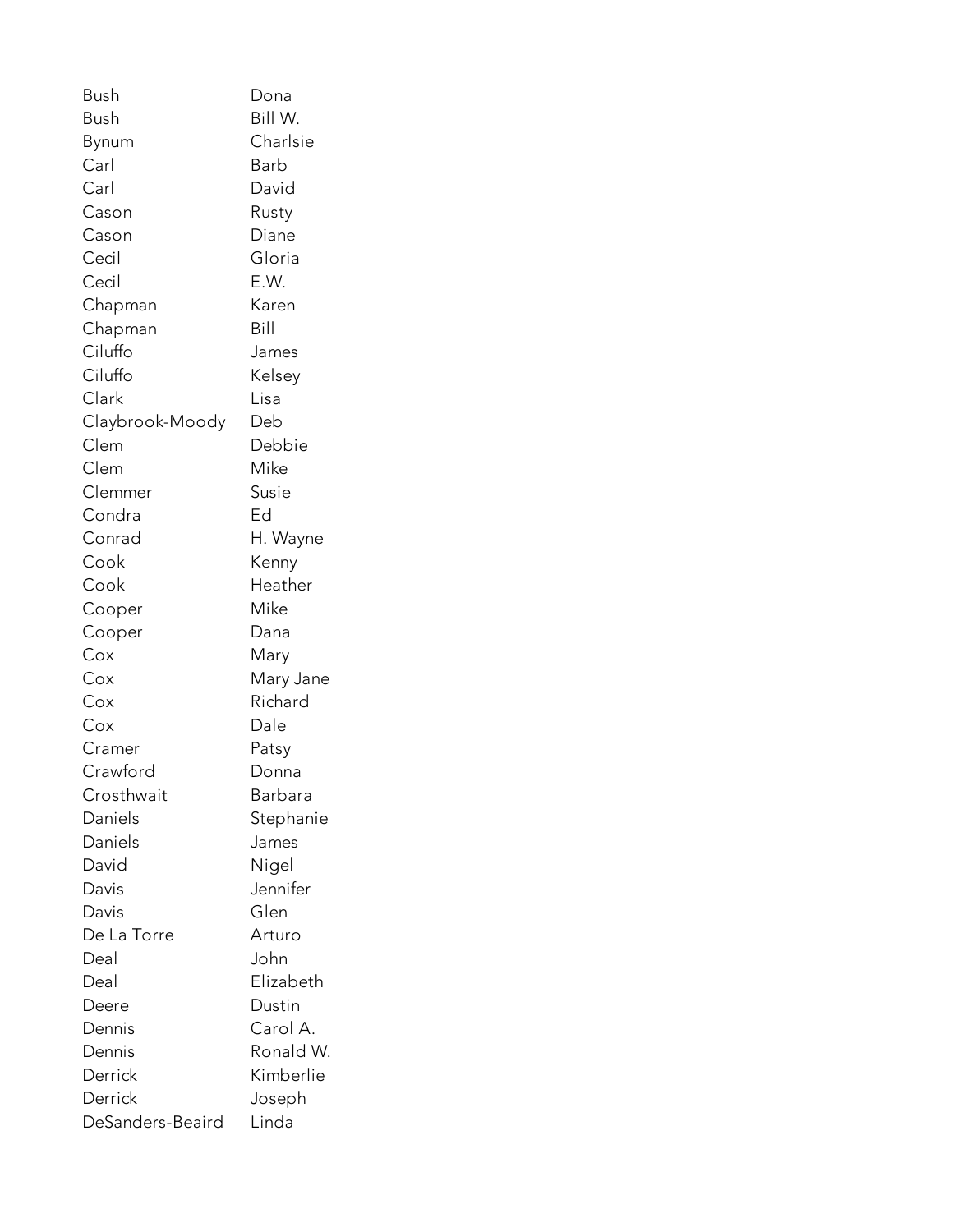| | |
|---|---|
| Bush | Dona |
| Bush | Bill W. |
| Bynum | Charlsie |
| Carl | Barb |
| Carl | David |
| Cason | Rusty |
| Cason | Diane |
| Cecil | Gloria |
| Cecil | E.W. |
| Chapman | Karen |
| Chapman | Bill |
| Ciluffo | James |
| Ciluffo | Kelsey |
| Clark | Lisa |
| Claybrook-Moody | Deb |
| Clem | Debbie |
| Clem | Mike |
| Clemmer | Susie |
| Condra | Ed |
| Conrad | H. Wayne |
| Cook | Kenny |
| Cook | Heather |
| Cooper | Mike |
| Cooper | Dana |
| Cox | Mary |
| Cox | Mary Jane |
| Cox | Richard |
| Cox | Dale |
| Cramer | Patsy |
| Crawford | Donna |
| Crosthwait | Barbara |
| Daniels | Stephanie |
| Daniels | James |
| David | Nigel |
| Davis | Jennifer |
| Davis | Glen |
| De La Torre | Arturo |
| Deal | John |
| Deal | Elizabeth |
| Deere | Dustin |
| Dennis | Carol A. |
| Dennis | Ronald W. |
| Derrick | Kimberlie |
| Derrick | Joseph |
| DeSanders-Beaird | Linda |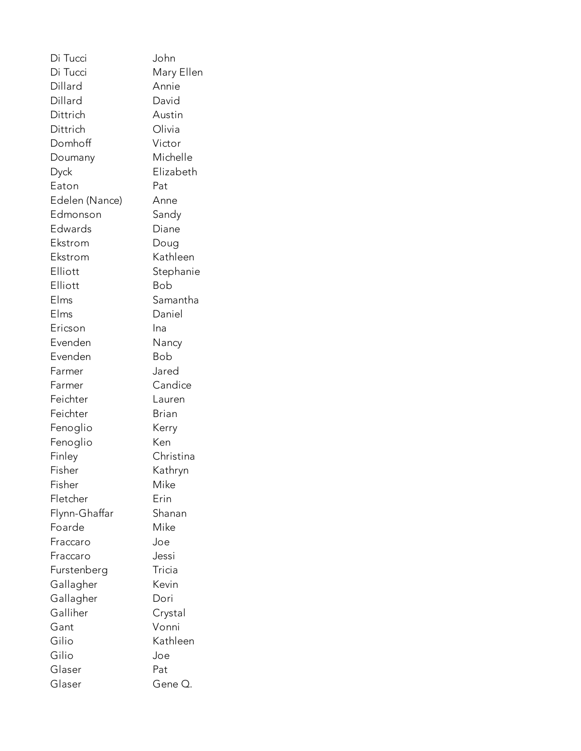| | |
|---|---|
| Di Tucci | John |
| Di Tucci | Mary Ellen |
| Dillard | Annie |
| Dillard | David |
| Dittrich | Austin |
| Dittrich | Olivia |
| Domhoff | Victor |
| Doumany | Michelle |
| Dyck | Elizabeth |
| Eaton | Pat |
| Edelen (Nance) | Anne |
| Edmonson | Sandy |
| Edwards | Diane |
| Ekstrom | Doug |
| Ekstrom | Kathleen |
| Elliott | Stephanie |
| Elliott | Bob |
| Elms | Samantha |
| Elms | Daniel |
| Ericson | Ina |
| Evenden | Nancy |
| Evenden | Bob |
| Farmer | Jared |
| Farmer | Candice |
| Feichter | Lauren |
| Feichter | Brian |
| Fenoglio | Kerry |
| Fenoglio | Ken |
| Finley | Christina |
| Fisher | Kathryn |
| Fisher | Mike |
| Fletcher | Erin |
| Flynn-Ghaffar | Shanan |
| Foarde | Mike |
| Fraccaro | Joe |
| Fraccaro | Jessi |
| Furstenberg | Tricia |
| Gallagher | Kevin |
| Gallagher | Dori |
| Galliher | Crystal |
| Gant | Vonni |
| Gilio | Kathleen |
| Gilio | Joe |
| Glaser | Pat |
| Glaser | Gene Q. |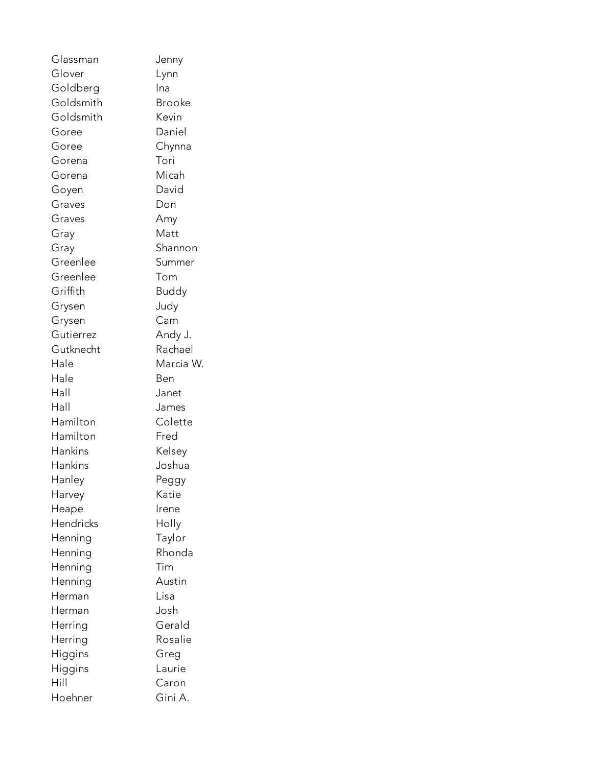| | |
|---|---|
| Glassman | Jenny |
| Glover | Lynn |
| Goldberg | Ina |
| Goldsmith | Brooke |
| Goldsmith | Kevin |
| Goree | Daniel |
| Goree | Chynna |
| Gorena | Tori |
| Gorena | Micah |
| Goyen | David |
| Graves | Don |
| Graves | Amy |
| Gray | Matt |
| Gray | Shannon |
| Greenlee | Summer |
| Greenlee | Tom |
| Griffith | Buddy |
| Grysen | Judy |
| Grysen | Cam |
| Gutierrez | Andy J. |
| Gutknecht | Rachael |
| Hale | Marcia W. |
| Hale | Ben |
| Hall | Janet |
| Hall | James |
| Hamilton | Colette |
| Hamilton | Fred |
| Hankins | Kelsey |
| Hankins | Joshua |
| Hanley | Peggy |
| Harvey | Katie |
| Heape | Irene |
| Hendricks | Holly |
| Henning | Taylor |
| Henning | Rhonda |
| Henning | Tim |
| Henning | Austin |
| Herman | Lisa |
| Herman | Josh |
| Herring | Gerald |
| Herring | Rosalie |
| Higgins | Greg |
| Higgins | Laurie |
| Hill | Caron |
| Hoehner | Gini A. |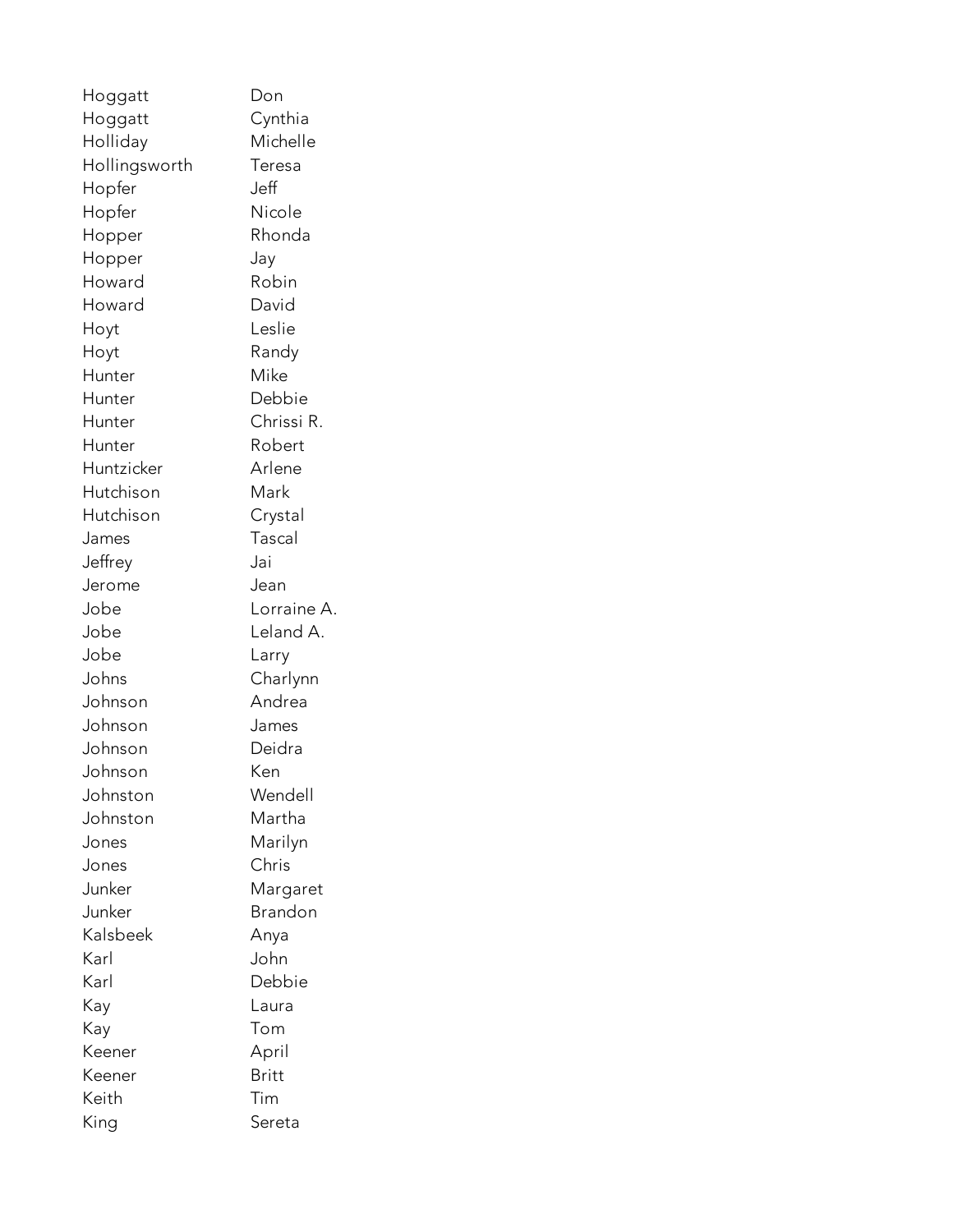| | |
|---|---|
| Hoggatt | Don |
| Hoggatt | Cynthia |
| Holliday | Michelle |
| Hollingsworth | Teresa |
| Hopfer | Jeff |
| Hopfer | Nicole |
| Hopper | Rhonda |
| Hopper | Jay |
| Howard | Robin |
| Howard | David |
| Hoyt | Leslie |
| Hoyt | Randy |
| Hunter | Mike |
| Hunter | Debbie |
| Hunter | Chrissi R. |
| Hunter | Robert |
| Huntzicker | Arlene |
| Hutchison | Mark |
| Hutchison | Crystal |
| James | Tascal |
| Jeffrey | Jai |
| Jerome | Jean |
| Jobe | Lorraine A. |
| Jobe | Leland A. |
| Jobe | Larry |
| Johns | Charlynn |
| Johnson | Andrea |
| Johnson | James |
| Johnson | Deidra |
| Johnson | Ken |
| Johnston | Wendell |
| Johnston | Martha |
| Jones | Marilyn |
| Jones | Chris |
| Junker | Margaret |
| Junker | Brandon |
| Kalsbeek | Anya |
| Karl | John |
| Karl | Debbie |
| Kay | Laura |
| Kay | Tom |
| Keener | April |
| Keener | Britt |
| Keith | Tim |
| King | Sereta |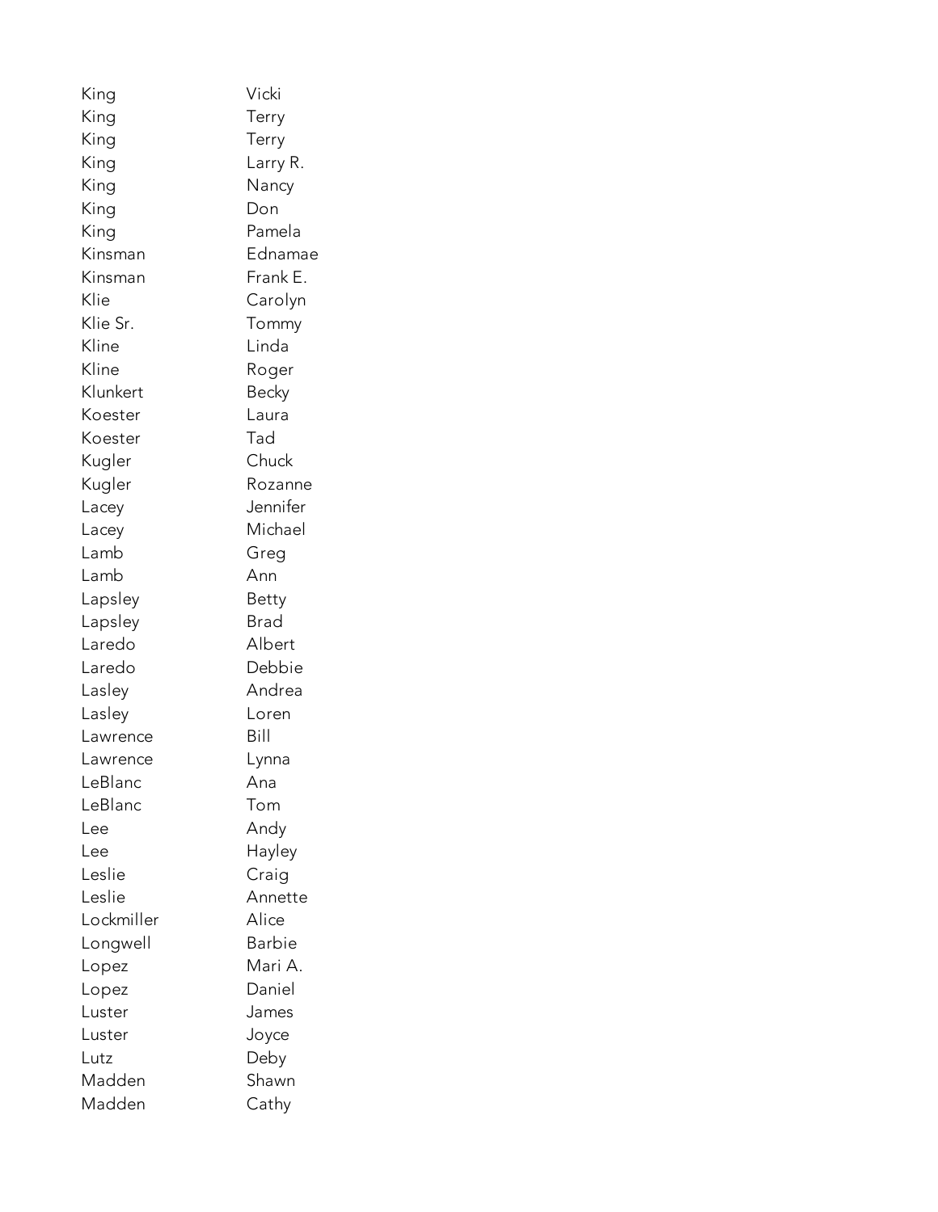| | |
|---|---|
| King | Vicki |
| King | Terry |
| King | Terry |
| King | Larry R. |
| King | Nancy |
| King | Don |
| King | Pamela |
| Kinsman | Ednamae |
| Kinsman | Frank E. |
| Klie | Carolyn |
| Klie Sr. | Tommy |
| Kline | Linda |
| Kline | Roger |
| Klunkert | Becky |
| Koester | Laura |
| Koester | Tad |
| Kugler | Chuck |
| Kugler | Rozanne |
| Lacey | Jennifer |
| Lacey | Michael |
| Lamb | Greg |
| Lamb | Ann |
| Lapsley | Betty |
| Lapsley | Brad |
| Laredo | Albert |
| Laredo | Debbie |
| Lasley | Andrea |
| Lasley | Loren |
| Lawrence | Bill |
| Lawrence | Lynna |
| LeBlanc | Ana |
| LeBlanc | Tom |
| Lee | Andy |
| Lee | Hayley |
| Leslie | Craig |
| Leslie | Annette |
| Lockmiller | Alice |
| Longwell | Barbie |
| Lopez | Mari A. |
| Lopez | Daniel |
| Luster | James |
| Luster | Joyce |
| Lutz | Deby |
| Madden | Shawn |
| Madden | Cathy |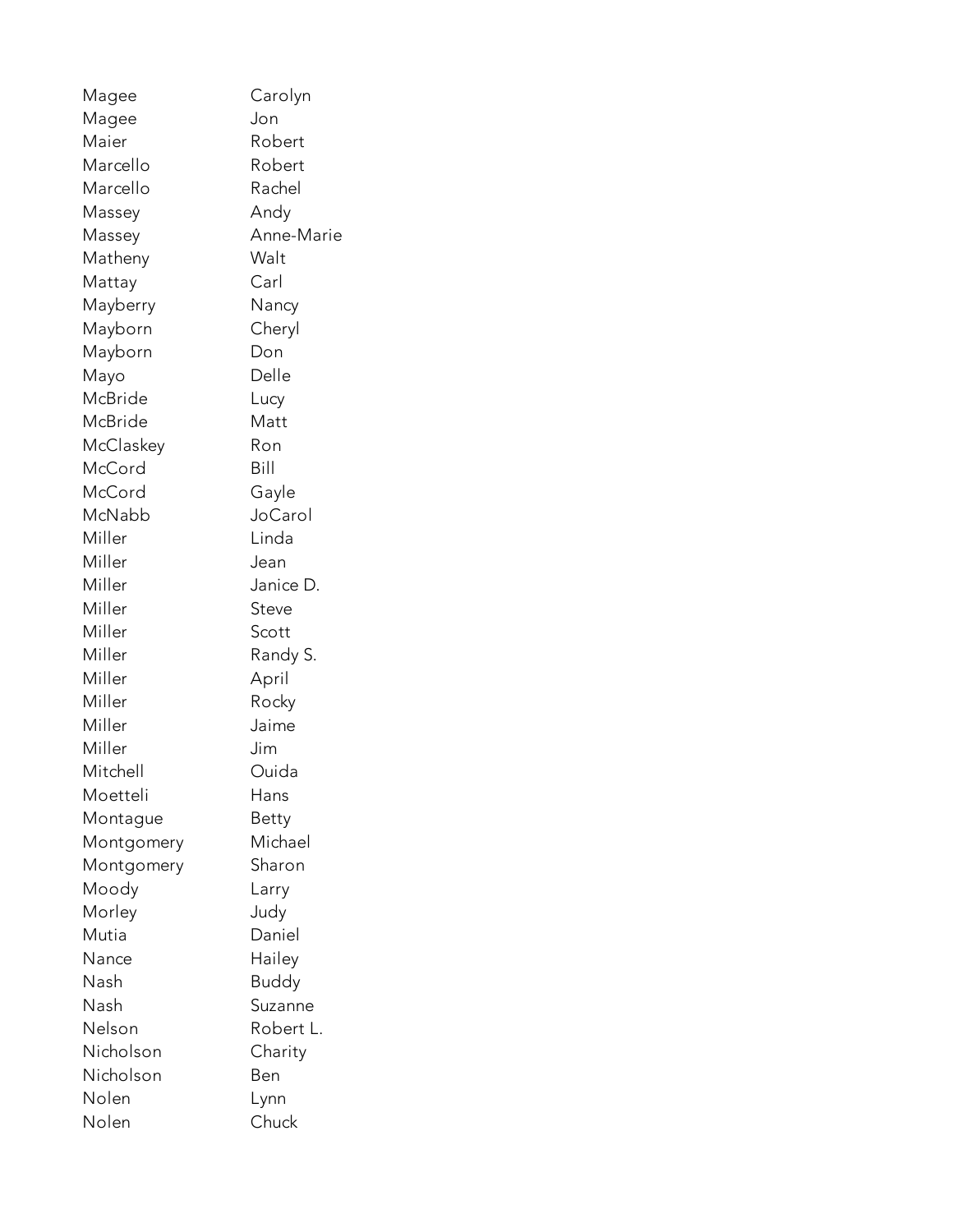| | |
|---|---|
| Magee | Carolyn |
| Magee | Jon |
| Maier | Robert |
| Marcello | Robert |
| Marcello | Rachel |
| Massey | Andy |
| Massey | Anne-Marie |
| Matheny | Walt |
| Mattay | Carl |
| Mayberry | Nancy |
| Mayborn | Cheryl |
| Mayborn | Don |
| Mayo | Delle |
| McBride | Lucy |
| McBride | Matt |
| McClaskey | Ron |
| McCord | Bill |
| McCord | Gayle |
| McNabb | JoCarol |
| Miller | Linda |
| Miller | Jean |
| Miller | Janice D. |
| Miller | Steve |
| Miller | Scott |
| Miller | Randy S. |
| Miller | April |
| Miller | Rocky |
| Miller | Jaime |
| Miller | Jim |
| Mitchell | Ouida |
| Moetteli | Hans |
| Montague | Betty |
| Montgomery | Michael |
| Montgomery | Sharon |
| Moody | Larry |
| Morley | Judy |
| Mutia | Daniel |
| Nance | Hailey |
| Nash | Buddy |
| Nash | Suzanne |
| Nelson | Robert L. |
| Nicholson | Charity |
| Nicholson | Ben |
| Nolen | Lynn |
| Nolen | Chuck |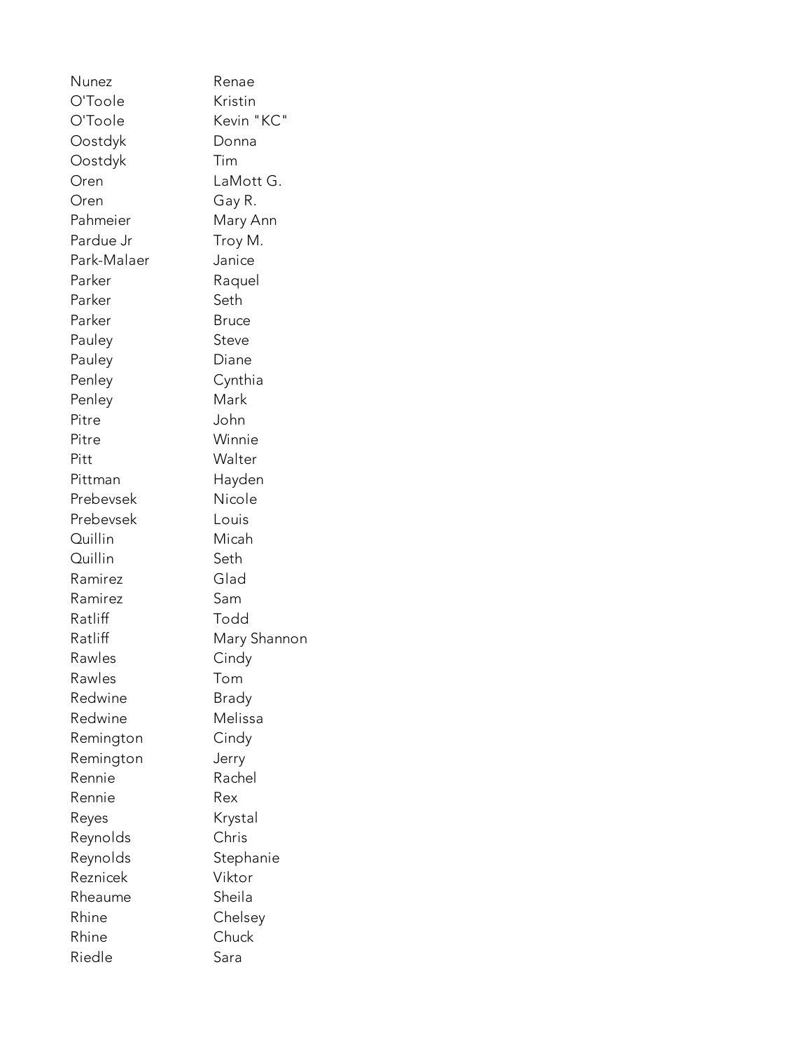| | |
|---|---|
| Nunez | Renae |
| O'Toole | Kristin |
| O'Toole | Kevin "KC" |
| Oostdyk | Donna |
| Oostdyk | Tim |
| Oren | LaMott G. |
| Oren | Gay R. |
| Pahmeier | Mary Ann |
| Pardue Jr | Troy M. |
| Park-Malaer | Janice |
| Parker | Raquel |
| Parker | Seth |
| Parker | Bruce |
| Pauley | Steve |
| Pauley | Diane |
| Penley | Cynthia |
| Penley | Mark |
| Pitre | John |
| Pitre | Winnie |
| Pitt | Walter |
| Pittman | Hayden |
| Prebevsek | Nicole |
| Prebevsek | Louis |
| Quillin | Micah |
| Quillin | Seth |
| Ramirez | Glad |
| Ramirez | Sam |
| Ratliff | Todd |
| Ratliff | Mary Shannon |
| Rawles | Cindy |
| Rawles | Tom |
| Redwine | Brady |
| Redwine | Melissa |
| Remington | Cindy |
| Remington | Jerry |
| Rennie | Rachel |
| Rennie | Rex |
| Reyes | Krystal |
| Reynolds | Chris |
| Reynolds | Stephanie |
| Reznicek | Viktor |
| Rheaume | Sheila |
| Rhine | Chelsey |
| Rhine | Chuck |
| Riedle | Sara |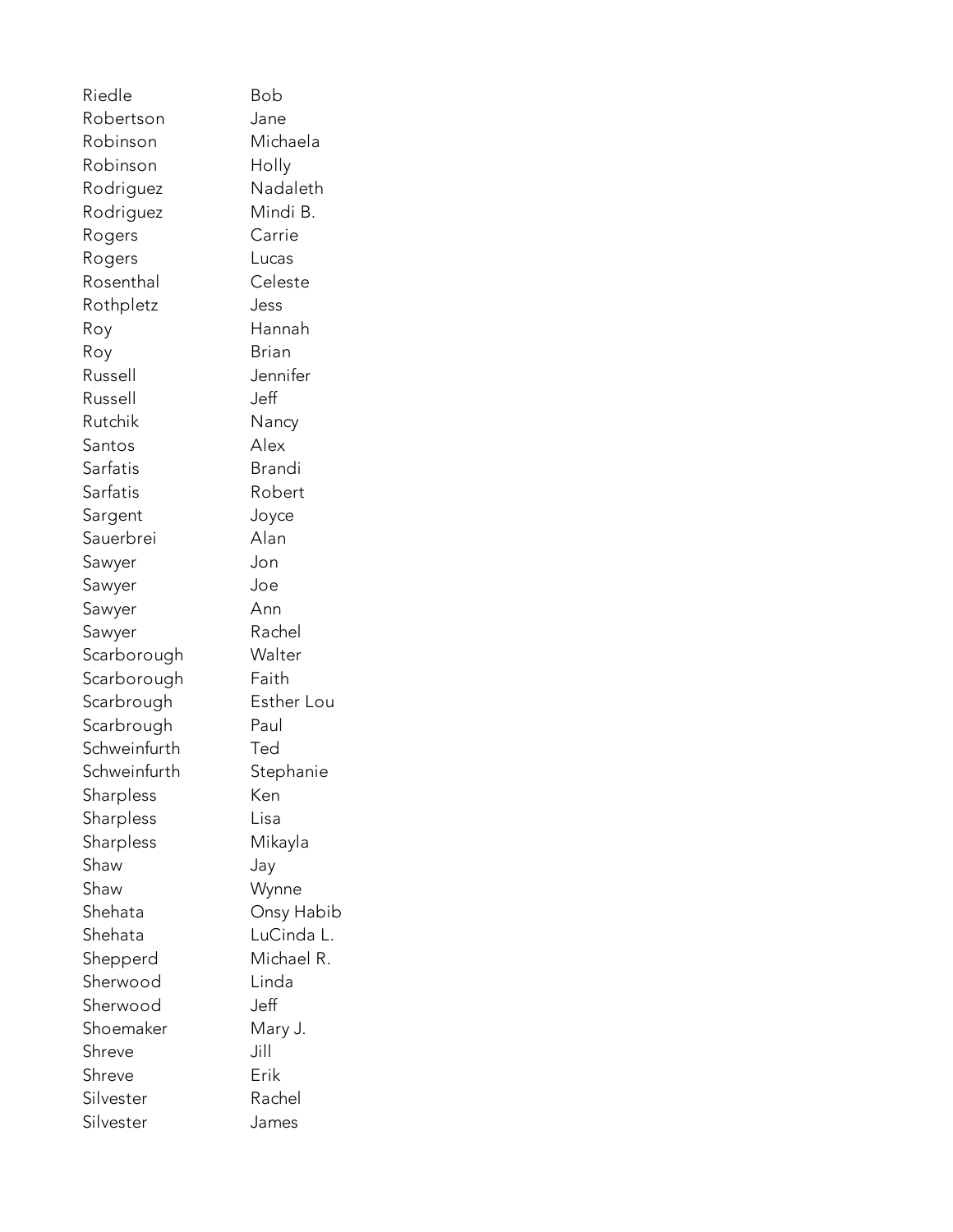| | |
|---|---|
| Riedle | Bob |
| Robertson | Jane |
| Robinson | Michaela |
| Robinson | Holly |
| Rodriguez | Nadaleth |
| Rodriguez | Mindi B. |
| Rogers | Carrie |
| Rogers | Lucas |
| Rosenthal | Celeste |
| Rothpletz | Jess |
| Roy | Hannah |
| Roy | Brian |
| Russell | Jennifer |
| Russell | Jeff |
| Rutchik | Nancy |
| Santos | Alex |
| Sarfatis | Brandi |
| Sarfatis | Robert |
| Sargent | Joyce |
| Sauerbrei | Alan |
| Sawyer | Jon |
| Sawyer | Joe |
| Sawyer | Ann |
| Sawyer | Rachel |
| Scarborough | Walter |
| Scarborough | Faith |
| Scarbrough | Esther Lou |
| Scarbrough | Paul |
| Schweinfurth | Ted |
| Schweinfurth | Stephanie |
| Sharpless | Ken |
| Sharpless | Lisa |
| Sharpless | Mikayla |
| Shaw | Jay |
| Shaw | Wynne |
| Shehata | Onsy Habib |
| Shehata | LuCinda L. |
| Shepperd | Michael R. |
| Sherwood | Linda |
| Sherwood | Jeff |
| Shoemaker | Mary J. |
| Shreve | Jill |
| Shreve | Erik |
| Silvester | Rachel |
| Silvester | James |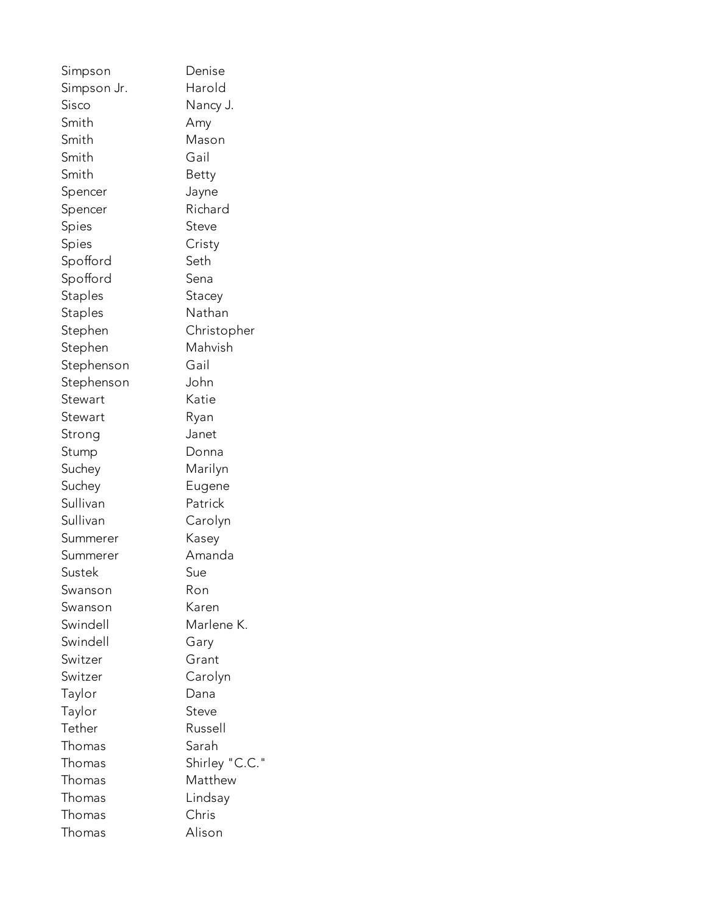| | |
|---|---|
| Simpson | Denise |
| Simpson Jr. | Harold |
| Sisco | Nancy J. |
| Smith | Amy |
| Smith | Mason |
| Smith | Gail |
| Smith | Betty |
| Spencer | Jayne |
| Spencer | Richard |
| Spies | Steve |
| Spies | Cristy |
| Spofford | Seth |
| Spofford | Sena |
| Staples | Stacey |
| Staples | Nathan |
| Stephen | Christopher |
| Stephen | Mahvish |
| Stephenson | Gail |
| Stephenson | John |
| Stewart | Katie |
| Stewart | Ryan |
| Strong | Janet |
| Stump | Donna |
| Suchey | Marilyn |
| Suchey | Eugene |
| Sullivan | Patrick |
| Sullivan | Carolyn |
| Summerer | Kasey |
| Summerer | Amanda |
| Sustek | Sue |
| Swanson | Ron |
| Swanson | Karen |
| Swindell | Marlene K. |
| Swindell | Gary |
| Switzer | Grant |
| Switzer | Carolyn |
| Taylor | Dana |
| Taylor | Steve |
| Tether | Russell |
| Thomas | Sarah |
| Thomas | Shirley "C.C." |
| Thomas | Matthew |
| Thomas | Lindsay |
| Thomas | Chris |
| Thomas | Alison |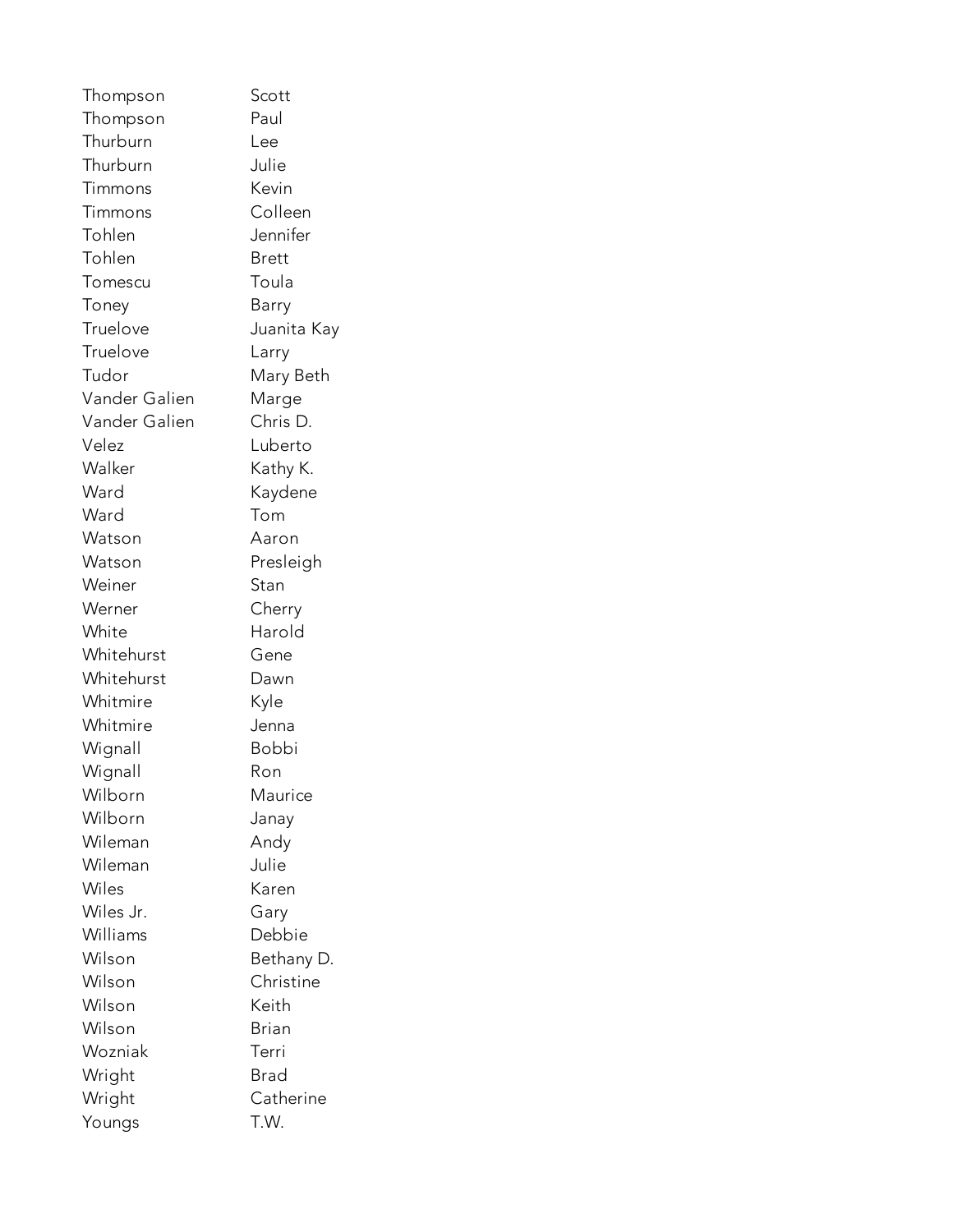| | |
|---|---|
| Thompson | Scott |
| Thompson | Paul |
| Thurburn | Lee |
| Thurburn | Julie |
| Timmons | Kevin |
| Timmons | Colleen |
| Tohlen | Jennifer |
| Tohlen | Brett |
| Tomescu | Toula |
| Toney | Barry |
| Truelove | Juanita Kay |
| Truelove | Larry |
| Tudor | Mary Beth |
| Vander Galien | Marge |
| Vander Galien | Chris D. |
| Velez | Luberto |
| Walker | Kathy K. |
| Ward | Kaydene |
| Ward | Tom |
| Watson | Aaron |
| Watson | Presleigh |
| Weiner | Stan |
| Werner | Cherry |
| White | Harold |
| Whitehurst | Gene |
| Whitehurst | Dawn |
| Whitmire | Kyle |
| Whitmire | Jenna |
| Wignall | Bobbi |
| Wignall | Ron |
| Wilborn | Maurice |
| Wilborn | Janay |
| Wileman | Andy |
| Wileman | Julie |
| Wiles | Karen |
| Wiles Jr. | Gary |
| Williams | Debbie |
| Wilson | Bethany D. |
| Wilson | Christine |
| Wilson | Keith |
| Wilson | Brian |
| Wozniak | Terri |
| Wright | Brad |
| Wright | Catherine |
| Youngs | T.W. |